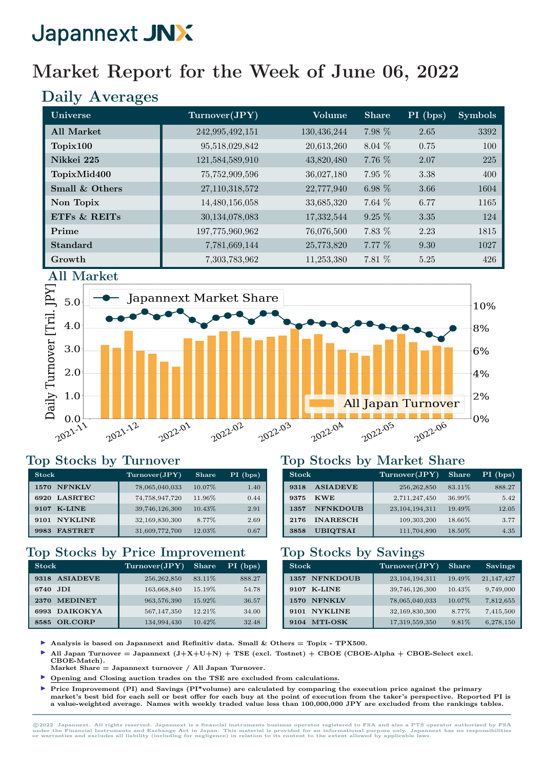# Japannext JNX

# Market Report for the Week of June 06, 2022

## Daily Averages

| Universe | Turnover(JPY) | Volume | Share | PI (bps) | Symbols |
|---|---|---|---|---|---|
| All Market | 242,995,492,151 | 130,436,244 | 7.98 % | 2.65 | 3392 |
| Topix100 | 95,518,029,842 | 20,613,260 | 8.04 % | 0.75 | 100 |
| Nikkei 225 | 121,584,589,910 | 43,820,480 | 7.76 % | 2.07 | 225 |
| TopixMid400 | 75,752,909,596 | 36,027,180 | 7.95 % | 3.38 | 400 |
| Small & Others | 27,110,318,572 | 22,777,940 | 6.98 % | 3.66 | 1604 |
| Non Topix | 14,480,156,058 | 33,685,320 | 7.64 % | 6.77 | 1165 |
| ETFs & REITs | 30,134,078,083 | 17,332,544 | 9.25 % | 3.35 | 124 |
| Prime | 197,775,960,962 | 76,076,500 | 7.83 % | 2.23 | 1815 |
| Standard | 7,781,669,144 | 25,773,820 | 7.77 % | 9.30 | 1027 |
| Growth | 7,303,783,962 | 11,253,380 | 7.81 % | 5.25 | 426 |

## All Market

Japannext Market Share
All Japan Turnover
Daily Turnover [Tril. JPY]
0.0 1.0 2.0 3.0 4.0 5.0
0% 2% 4% 6% 8% 10%
2021-11 2021-12 2022-01 2022-02 2022-03 2022-04 2022-05 2022-06

## Top Stocks by Turnover

| Stock | | Turnover(JPY) | Share | PI (bps) |
|---|---|---|---|---|
| 1570 | NFNKLV | 78,065,040,033 | 10.07% | 1.40 |
| 6920 | LASRTEC | 74,758,947,720 | 11.96% | 0.44 |
| 9107 | K-LINE | 39,746,126,300 | 10.43% | 2.91 |
| 9101 | NYKLINE | 32,169,830,300 | 8.77% | 2.69 |
| 9983 | FASTRET | 31,609,772,700 | 12.03% | 0.67 |

## Top Stocks by Market Share

| Stock | | Turnover(JPY) | Share | PI (bps) |
|---|---|---|---|---|
| 9318 | ASIADEVE | 256,262,850 | 83.11% | 888.27 |
| 9375 | KWE | 2,711,247,450 | 36.99% | 5.42 |
| 1357 | NFNKDOUB | 23,104,194,311 | 19.49% | 12.05 |
| 2176 | INARESCH | 109,303,200 | 18.66% | 3.77 |
| 3858 | UBIQTSAI | 111,704,890 | 18.50% | 4.35 |

## Top Stocks by Price Improvement

| Stock | | Turnover(JPY) | Share | PI (bps) |
|---|---|---|---|---|
| 9318 | ASIADEVE | 256,262,850 | 83.11% | 888.27 |
| 6740 | JDI | 163,668,840 | 15.19% | 54.78 |
| 2370 | MEDINET | 963,576,390 | 15.92% | 36.57 |
| 6993 | DAIKOKYA | 567,147,350 | 12.21% | 34.00 |
| 8585 | OR.CORP | 134,994,430 | 10.42% | 32.48 |

## Top Stocks by Savings

| Stock | | Turnover(JPY) | Share | Savings |
|---|---|---|---|---|
| 1357 | NFNKDOUB | 23,104,194,311 | 19.49% | 21,147,427 |
| 9107 | K-LINE | 39,746,126,300 | 10.43% | 9,749,000 |
| 1570 | NFNKLV | 78,065,040,033 | 10.07% | 7,812,655 |
| 9101 | NYKLINE | 32,169,830,300 | 8.77% | 7,415,500 |
| 9104 | MTI-OSK | 17,319,559,350 | 9.81% | 6,278,150 |

- Analysis is based on Japannext and Refinitiv data. Small & Others = Topix - TPX500.
- All Japan Turnover = Japannext (J+X+U+N) + TSE (excl. Tostnet) + CBOE (CBOE-Alpha + CBOE-Select excl. CBOE-Match).
  Market Share = Japannext turnover / All Japan Turnover.
- Opening and Closing auction trades on the TSE are excluded from calculations.
- Price Improvement (PI) and Savings (PI*volume) are calculated by comparing the execution price against the primary market's best bid for each sell or best offer for each buy at the point of execution from the taker's perspective. Reported PI is a value-weighted average. Names with weekly traded value less than 100,000,000 JPY are excluded from the rankings tables.

©2022 Japannext. All rights reserved. Japannext is a financial instruments business operator registered to FSA and also a PTS operator authorized by FSA under the Financial Instruments and Exchange Act in Japan. This material is provided for an informational purpose only. Japannext has no responsibilities or warranties and excludes all liability (including for negligence) in relation to its content to the extent allowed by applicable laws.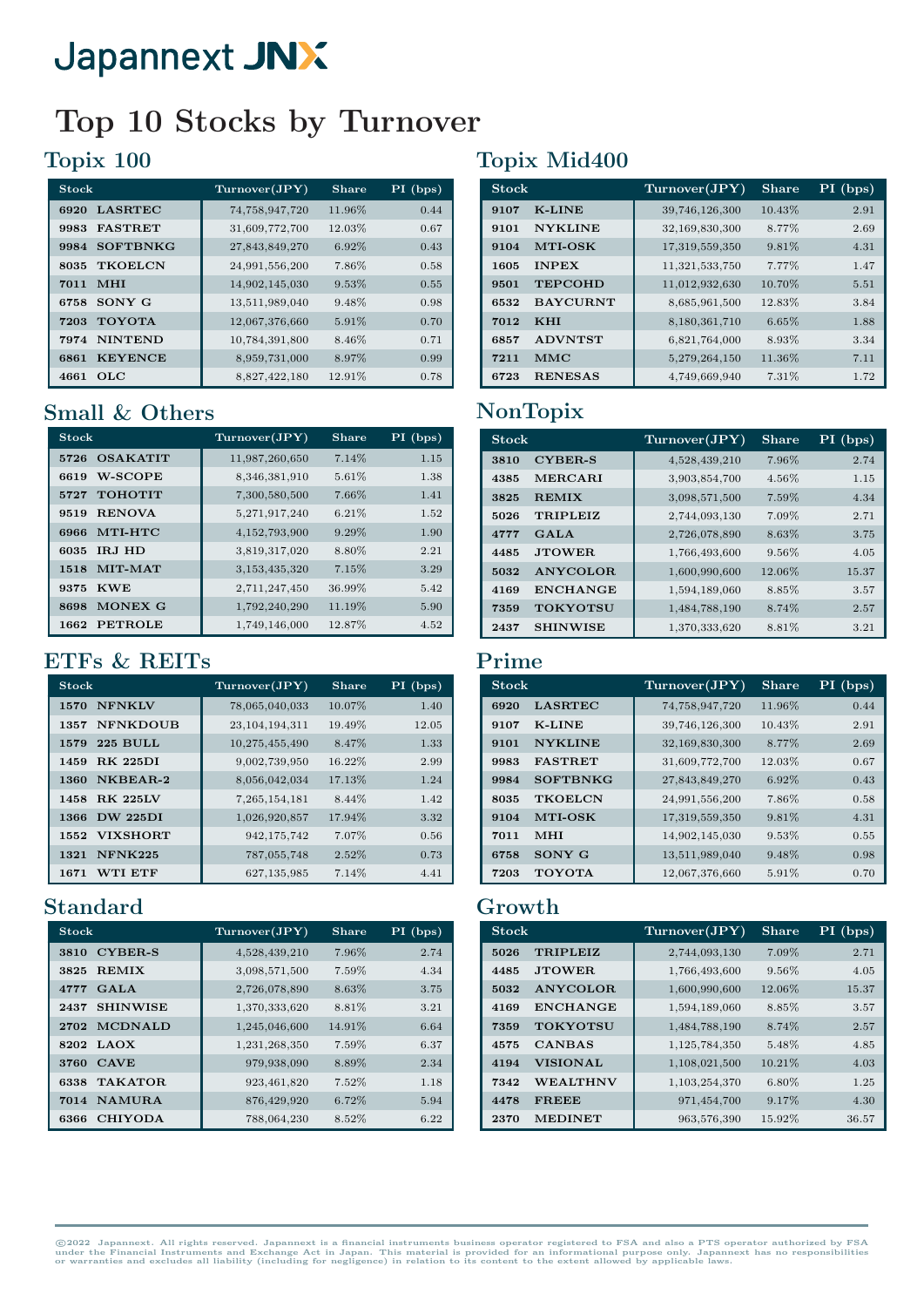# Japannext JNX

# Top 10 Stocks by Turnover

## Topix 100

| Stock | Turnover(JPY) | Share | PI (bps) |
|---|---|---|---|
| 6920 LASRTEC | 74,758,947,720 | 11.96% | 0.44 |
| 9983 FASTRET | 31,609,772,700 | 12.03% | 0.67 |
| 9984 SOFTBNKG | 27,843,849,270 | 6.92% | 0.43 |
| 8035 TKOELCN | 24,991,556,200 | 7.86% | 0.58 |
| 7011 MHI | 14,902,145,030 | 9.53% | 0.55 |
| 6758 SONY G | 13,511,989,040 | 9.48% | 0.98 |
| 7203 TOYOTA | 12,067,376,660 | 5.91% | 0.70 |
| 7974 NINTEND | 10,784,391,800 | 8.46% | 0.71 |
| 6861 KEYENCE | 8,959,731,000 | 8.97% | 0.99 |
| 4661 OLC | 8,827,422,180 | 12.91% | 0.78 |

## Topix Mid400

| Stock | Turnover(JPY) | Share | PI (bps) |
|---|---|---|---|
| 9107 K-LINE | 39,746,126,300 | 10.43% | 2.91 |
| 9101 NYKLINE | 32,169,830,300 | 8.77% | 2.69 |
| 9104 MTI-OSK | 17,319,559,350 | 9.81% | 4.31 |
| 1605 INPEX | 11,321,533,750 | 7.77% | 1.47 |
| 9501 TEPCOHD | 11,012,932,630 | 10.70% | 5.51 |
| 6532 BAYCURNT | 8,685,961,500 | 12.83% | 3.84 |
| 7012 KHI | 8,180,361,710 | 6.65% | 1.88 |
| 6857 ADVNTST | 6,821,764,000 | 8.93% | 3.34 |
| 7211 MMC | 5,279,264,150 | 11.36% | 7.11 |
| 6723 RENESAS | 4,749,669,940 | 7.31% | 1.72 |

## Small & Others

| Stock | Turnover(JPY) | Share | PI (bps) |
|---|---|---|---|
| 5726 OSAKATIT | 11,987,260,650 | 7.14% | 1.15 |
| 6619 W-SCOPE | 8,346,381,910 | 5.61% | 1.38 |
| 5727 TOHOTIT | 7,300,580,500 | 7.66% | 1.41 |
| 9519 RENOVA | 5,271,917,240 | 6.21% | 1.52 |
| 6966 MTI-HTC | 4,152,793,900 | 9.29% | 1.90 |
| 6035 IRJ HD | 3,819,317,020 | 8.80% | 2.21 |
| 1518 MIT-MAT | 3,153,435,320 | 7.15% | 3.29 |
| 9375 KWE | 2,711,247,450 | 36.99% | 5.42 |
| 8698 MONEX G | 1,792,240,290 | 11.19% | 5.90 |
| 1662 PETROLE | 1,749,146,000 | 12.87% | 4.52 |

## NonTopix

| Stock | Turnover(JPY) | Share | PI (bps) |
|---|---|---|---|
| 3810 CYBER-S | 4,528,439,210 | 7.96% | 2.74 |
| 4385 MERCARI | 3,903,854,700 | 4.56% | 1.15 |
| 3825 REMIX | 3,098,571,500 | 7.59% | 4.34 |
| 5026 TRIPLEIZ | 2,744,093,130 | 7.09% | 2.71 |
| 4777 GALA | 2,726,078,890 | 8.63% | 3.75 |
| 4485 JTOWER | 1,766,493,600 | 9.56% | 4.05 |
| 5032 ANYCOLOR | 1,600,990,600 | 12.06% | 15.37 |
| 4169 ENCHANGE | 1,594,189,060 | 8.85% | 3.57 |
| 7359 TOKYOTSU | 1,484,788,190 | 8.74% | 2.57 |
| 2437 SHINWISE | 1,370,333,620 | 8.81% | 3.21 |

## ETFs & REITs

| Stock | Turnover(JPY) | Share | PI (bps) |
|---|---|---|---|
| 1570 NFNKLV | 78,065,040,033 | 10.07% | 1.40 |
| 1357 NFNKDOUB | 23,104,194,311 | 19.49% | 12.05 |
| 1579 225 BULL | 10,275,455,490 | 8.47% | 1.33 |
| 1459 RK 225DI | 9,002,739,950 | 16.22% | 2.99 |
| 1360 NKBEAR-2 | 8,056,042,034 | 17.13% | 1.24 |
| 1458 RK 225LV | 7,265,154,181 | 8.44% | 1.42 |
| 1366 DW 225DI | 1,026,920,857 | 17.94% | 3.32 |
| 1552 VIXSHORT | 942,175,742 | 7.07% | 0.56 |
| 1321 NFNK225 | 787,055,748 | 2.52% | 0.73 |
| 1671 WTI ETF | 627,135,985 | 7.14% | 4.41 |

## Prime

| Stock | Turnover(JPY) | Share | PI (bps) |
|---|---|---|---|
| 6920 LASRTEC | 74,758,947,720 | 11.96% | 0.44 |
| 9107 K-LINE | 39,746,126,300 | 10.43% | 2.91 |
| 9101 NYKLINE | 32,169,830,300 | 8.77% | 2.69 |
| 9983 FASTRET | 31,609,772,700 | 12.03% | 0.67 |
| 9984 SOFTBNKG | 27,843,849,270 | 6.92% | 0.43 |
| 8035 TKOELCN | 24,991,556,200 | 7.86% | 0.58 |
| 9104 MTI-OSK | 17,319,559,350 | 9.81% | 4.31 |
| 7011 MHI | 14,902,145,030 | 9.53% | 0.55 |
| 6758 SONY G | 13,511,989,040 | 9.48% | 0.98 |
| 7203 TOYOTA | 12,067,376,660 | 5.91% | 0.70 |

## Standard

| Stock | Turnover(JPY) | Share | PI (bps) |
|---|---|---|---|
| 3810 CYBER-S | 4,528,439,210 | 7.96% | 2.74 |
| 3825 REMIX | 3,098,571,500 | 7.59% | 4.34 |
| 4777 GALA | 2,726,078,890 | 8.63% | 3.75 |
| 2437 SHINWISE | 1,370,333,620 | 8.81% | 3.21 |
| 2702 MCDNALD | 1,245,046,600 | 14.91% | 6.64 |
| 8202 LAOX | 1,231,268,350 | 7.59% | 6.37 |
| 3760 CAVE | 979,938,090 | 8.89% | 2.34 |
| 6338 TAKATOR | 923,461,820 | 7.52% | 1.18 |
| 7014 NAMURA | 876,429,920 | 6.72% | 5.94 |
| 6366 CHIYODA | 788,064,230 | 8.52% | 6.22 |

## Growth

| Stock | Turnover(JPY) | Share | PI (bps) |
|---|---|---|---|
| 5026 TRIPLEIZ | 2,744,093,130 | 7.09% | 2.71 |
| 4485 JTOWER | 1,766,493,600 | 9.56% | 4.05 |
| 5032 ANYCOLOR | 1,600,990,600 | 12.06% | 15.37 |
| 4169 ENCHANGE | 1,594,189,060 | 8.85% | 3.57 |
| 7359 TOKYOTSU | 1,484,788,190 | 8.74% | 2.57 |
| 4575 CANBAS | 1,125,784,350 | 5.48% | 4.85 |
| 4194 VISIONAL | 1,108,021,500 | 10.21% | 4.03 |
| 7342 WEALTHNV | 1,103,254,370 | 6.80% | 1.25 |
| 4478 FREEE | 971,454,700 | 9.17% | 4.30 |
| 2370 MEDINET | 963,576,390 | 15.92% | 36.57 |

©2022 Japannext. All rights reserved. Japannext is a financial instruments business operator registered to FSA and also a PTS operator authorized by FSA under the Financial Instruments and Exchange Act in Japan. This material is provided for an informational purpose only. Japannext has no responsibilities or warranties and excludes all liability (including for negligence) in relation to its content to the extent allowed by applicable laws.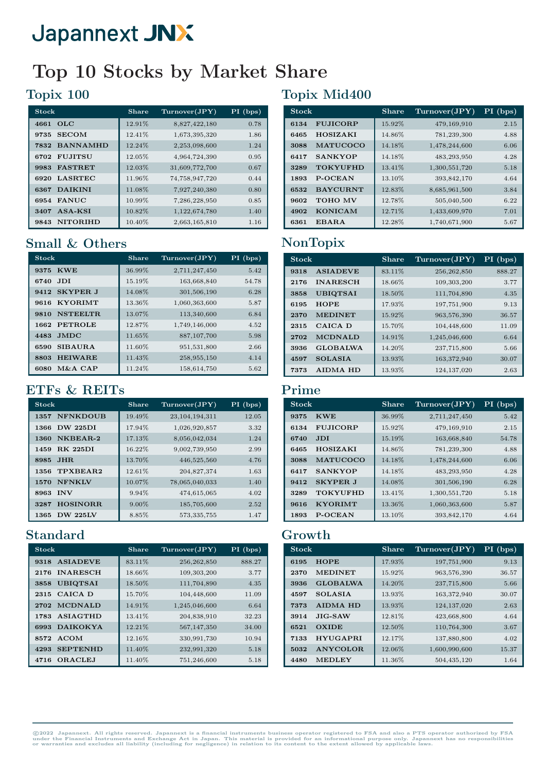Japannext JNX

# Top 10 Stocks by Market Share

## Topix 100

| Stock | Share | Turnover(JPY) | PI (bps) |
|---|---|---|---|
| 4661 OLC | 12.91% | 8,827,422,180 | 0.78 |
| 9735 SECOM | 12.41% | 1,673,395,320 | 1.86 |
| 7832 BANNAMHD | 12.24% | 2,253,098,600 | 1.24 |
| 6702 FUJITSU | 12.05% | 4,964,724,390 | 0.95 |
| 9983 FASTRET | 12.03% | 31,609,772,700 | 0.67 |
| 6920 LASRTEC | 11.96% | 74,758,947,720 | 0.44 |
| 6367 DAIKINI | 11.08% | 7,927,240,380 | 0.80 |
| 6954 FANUC | 10.99% | 7,286,228,950 | 0.85 |
| 3407 ASA-KSI | 10.82% | 1,122,674,780 | 1.40 |
| 9843 NITORIHD | 10.40% | 2,663,165,810 | 1.16 |

## Topix Mid400

| Stock | Share | Turnover(JPY) | PI (bps) |
|---|---|---|---|
| 6134 FUJICORP | 15.92% | 479,169,910 | 2.15 |
| 6465 HOSIZAKI | 14.86% | 781,239,300 | 4.88 |
| 3088 MATUCOCO | 14.18% | 1,478,244,600 | 6.06 |
| 6417 SANKYOP | 14.18% | 483,293,950 | 4.28 |
| 3289 TOKYUFHD | 13.41% | 1,300,551,720 | 5.18 |
| 1893 P-OCEAN | 13.10% | 393,842,170 | 4.64 |
| 6532 BAYCURNT | 12.83% | 8,685,961,500 | 3.84 |
| 9602 TOHO MV | 12.78% | 505,040,500 | 6.22 |
| 4902 KONICAM | 12.71% | 1,433,609,970 | 7.01 |
| 6361 EBARA | 12.28% | 1,740,671,900 | 5.67 |

## Small & Others

| Stock | Share | Turnover(JPY) | PI (bps) |
|---|---|---|---|
| 9375 KWE | 36.99% | 2,711,247,450 | 5.42 |
| 6740 JDI | 15.19% | 163,668,840 | 54.78 |
| 9412 SKYPER J | 14.08% | 301,506,190 | 6.28 |
| 9616 KYORIMT | 13.36% | 1,060,363,600 | 5.87 |
| 9810 NSTEELTR | 13.07% | 113,340,600 | 6.84 |
| 1662 PETROLE | 12.87% | 1,749,146,000 | 4.52 |
| 4483 JMDC | 11.65% | 887,107,700 | 5.98 |
| 6590 SIBAURA | 11.60% | 951,531,800 | 2.66 |
| 8803 HEIWARE | 11.43% | 258,955,150 | 4.14 |
| 6080 M&A CAP | 11.24% | 158,614,750 | 5.62 |

## NonTopix

| Stock | Share | Turnover(JPY) | PI (bps) |
|---|---|---|---|
| 9318 ASIADEVE | 83.11% | 256,262,850 | 888.27 |
| 2176 INARESCH | 18.66% | 109,303,200 | 3.77 |
| 3858 UBIQTSAI | 18.50% | 111,704,890 | 4.35 |
| 6195 HOPE | 17.93% | 197,751,900 | 9.13 |
| 2370 MEDINET | 15.92% | 963,576,390 | 36.57 |
| 2315 CAICA D | 15.70% | 104,448,600 | 11.09 |
| 2702 MCDNALD | 14.91% | 1,245,046,600 | 6.64 |
| 3936 GLOBALWA | 14.20% | 237,715,800 | 5.66 |
| 4597 SOLASIA | 13.93% | 163,372,940 | 30.07 |
| 7373 AIDMA HD | 13.93% | 124,137,020 | 2.63 |

## ETFs & REITs

| Stock | Share | Turnover(JPY) | PI (bps) |
|---|---|---|---|
| 1357 NFNKDOUB | 19.49% | 23,104,194,311 | 12.05 |
| 1366 DW 225DI | 17.94% | 1,026,920,857 | 3.32 |
| 1360 NKBEAR-2 | 17.13% | 8,056,042,034 | 1.24 |
| 1459 RK 225DI | 16.22% | 9,002,739,950 | 2.99 |
| 8985 JHR | 13.70% | 446,525,560 | 4.76 |
| 1356 TPXBEAR2 | 12.61% | 204,827,374 | 1.63 |
| 1570 NFNKLV | 10.07% | 78,065,040,033 | 1.40 |
| 8963 INV | 9.94% | 474,615,065 | 4.02 |
| 3287 HOSINORR | 9.00% | 185,705,600 | 2.52 |
| 1365 DW 225LV | 8.85% | 573,335,755 | 1.47 |

## Prime

| Stock | Share | Turnover(JPY) | PI (bps) |
|---|---|---|---|
| 9375 KWE | 36.99% | 2,711,247,450 | 5.42 |
| 6134 FUJICORP | 15.92% | 479,169,910 | 2.15 |
| 6740 JDI | 15.19% | 163,668,840 | 54.78 |
| 6465 HOSIZAKI | 14.86% | 781,239,300 | 4.88 |
| 3088 MATUCOCO | 14.18% | 1,478,244,600 | 6.06 |
| 6417 SANKYOP | 14.18% | 483,293,950 | 4.28 |
| 9412 SKYPER J | 14.08% | 301,506,190 | 6.28 |
| 3289 TOKYUFHD | 13.41% | 1,300,551,720 | 5.18 |
| 9616 KYORIMT | 13.36% | 1,060,363,600 | 5.87 |
| 1893 P-OCEAN | 13.10% | 393,842,170 | 4.64 |

## Standard

| Stock | Share | Turnover(JPY) | PI (bps) |
|---|---|---|---|
| 9318 ASIADEVE | 83.11% | 256,262,850 | 888.27 |
| 2176 INARESCH | 18.66% | 109,303,200 | 3.77 |
| 3858 UBIQTSAI | 18.50% | 111,704,890 | 4.35 |
| 2315 CAICA D | 15.70% | 104,448,600 | 11.09 |
| 2702 MCDNALD | 14.91% | 1,245,046,600 | 6.64 |
| 1783 ASIAGTHD | 13.41% | 204,838,910 | 32.23 |
| 6993 DAIKOKYA | 12.21% | 567,147,350 | 34.00 |
| 8572 ACOM | 12.16% | 330,991,730 | 10.94 |
| 4293 SEPTENHD | 11.40% | 232,991,320 | 5.18 |
| 4716 ORACLEJ | 11.40% | 751,246,600 | 5.18 |

## Growth

| Stock | Share | Turnover(JPY) | PI (bps) |
|---|---|---|---|
| 6195 HOPE | 17.93% | 197,751,900 | 9.13 |
| 2370 MEDINET | 15.92% | 963,576,390 | 36.57 |
| 3936 GLOBALWA | 14.20% | 237,715,800 | 5.66 |
| 4597 SOLASIA | 13.93% | 163,372,940 | 30.07 |
| 7373 AIDMA HD | 13.93% | 124,137,020 | 2.63 |
| 3914 JIG-SAW | 12.81% | 423,668,800 | 4.64 |
| 6521 OXIDE | 12.50% | 110,764,300 | 3.67 |
| 7133 HYUGAPRI | 12.17% | 137,880,800 | 4.02 |
| 5032 ANYCOLOR | 12.06% | 1,600,990,600 | 15.37 |
| 4480 MEDLEY | 11.36% | 504,435,120 | 1.64 |

©2022 Japannext. All rights reserved. Japannext is a financial instruments business operator registered to FSA and also a PTS operator authorized by FSA under the Financial Instruments and Exchange Act in Japan. This material is provided for an informational purpose only. Japannext has no responsibilities or warranties and excludes all liability (including for negligence) in relation to its content to the extent allowed by applicable laws.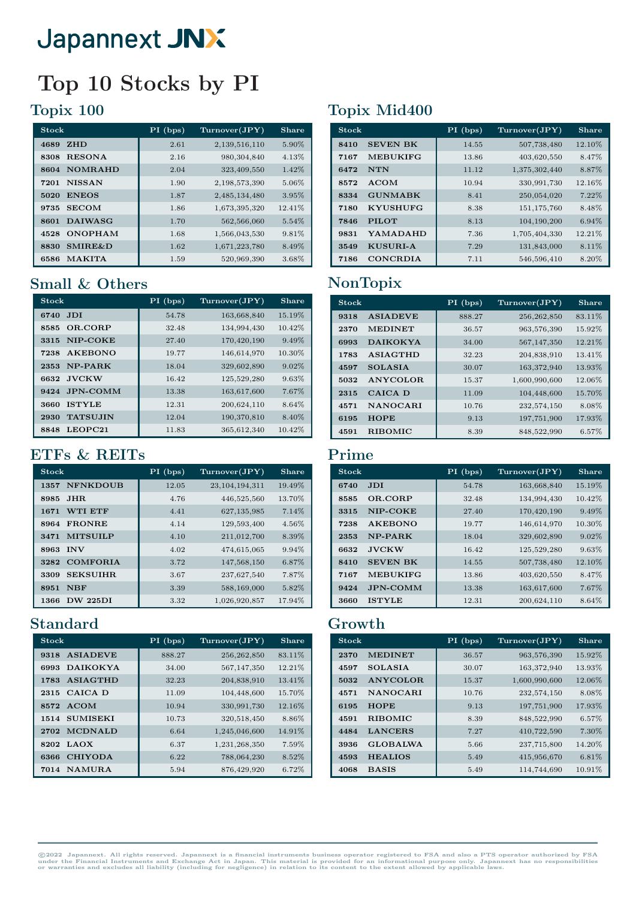# Japannext JNX

# Top 10 Stocks by PI

## Topix 100

| Stock | PI (bps) | Turnover(JPY) | Share |
|---|---|---|---|
| 4689 ZHD | 2.61 | 2,139,516,110 | 5.90% |
| 8308 RESONA | 2.16 | 980,304,840 | 4.13% |
| 8604 NOMRAHD | 2.04 | 323,409,550 | 1.42% |
| 7201 NISSAN | 1.90 | 2,198,573,390 | 5.06% |
| 5020 ENEOS | 1.87 | 2,485,134,480 | 3.95% |
| 9735 SECOM | 1.86 | 1,673,395,320 | 12.41% |
| 8601 DAIWASG | 1.70 | 562,566,060 | 5.54% |
| 4528 ONOPHAM | 1.68 | 1,566,043,530 | 9.81% |
| 8830 SMIRE&D | 1.62 | 1,671,223,780 | 8.49% |
| 6586 MAKITA | 1.59 | 520,969,390 | 3.68% |

## Small & Others

| Stock | PI (bps) | Turnover(JPY) | Share |
|---|---|---|---|
| 6740 JDI | 54.78 | 163,668,840 | 15.19% |
| 8585 OR.CORP | 32.48 | 134,994,430 | 10.42% |
| 3315 NIP-COKE | 27.40 | 170,420,190 | 9.49% |
| 7238 AKEBONO | 19.77 | 146,614,970 | 10.30% |
| 2353 NP-PARK | 18.04 | 329,602,890 | 9.02% |
| 6632 JVCKW | 16.42 | 125,529,280 | 9.63% |
| 9424 JPN-COMM | 13.38 | 163,617,600 | 7.67% |
| 3660 ISTYLE | 12.31 | 200,624,110 | 8.64% |
| 2930 TATSUJIN | 12.04 | 190,370,810 | 8.40% |
| 8848 LEOPC21 | 11.83 | 365,612,340 | 10.42% |

## ETFs & REITs

| Stock | PI (bps) | Turnover(JPY) | Share |
|---|---|---|---|
| 1357 NFNKDOUB | 12.05 | 23,104,194,311 | 19.49% |
| 8985 JHR | 4.76 | 446,525,560 | 13.70% |
| 1671 WTI ETF | 4.41 | 627,135,985 | 7.14% |
| 8964 FRONRE | 4.14 | 129,593,400 | 4.56% |
| 3471 MITSUILP | 4.10 | 211,012,700 | 8.39% |
| 8963 INV | 4.02 | 474,615,065 | 9.94% |
| 3282 COMFORIA | 3.72 | 147,568,150 | 6.87% |
| 3309 SEKSUIHR | 3.67 | 237,627,540 | 7.87% |
| 8951 NBF | 3.39 | 588,169,000 | 5.82% |
| 1366 DW 225DI | 3.32 | 1,026,920,857 | 17.94% |

## Standard

| Stock | PI (bps) | Turnover(JPY) | Share |
|---|---|---|---|
| 9318 ASIADEVE | 888.27 | 256,262,850 | 83.11% |
| 6993 DAIKOKYA | 34.00 | 567,147,350 | 12.21% |
| 1783 ASIAGTHD | 32.23 | 204,838,910 | 13.41% |
| 2315 CAICA D | 11.09 | 104,448,600 | 15.70% |
| 8572 ACOM | 10.94 | 330,991,730 | 12.16% |
| 1514 SUMISEKI | 10.73 | 320,518,450 | 8.86% |
| 2702 MCDNALD | 6.64 | 1,245,046,600 | 14.91% |
| 8202 LAOX | 6.37 | 1,231,268,350 | 7.59% |
| 6366 CHIYODA | 6.22 | 788,064,230 | 8.52% |
| 7014 NAMURA | 5.94 | 876,429,920 | 6.72% |

## Topix Mid400

| Stock | PI (bps) | Turnover(JPY) | Share |
|---|---|---|---|
| 8410 SEVEN BK | 14.55 | 507,738,480 | 12.10% |
| 7167 MEBUKIFG | 13.86 | 403,620,550 | 8.47% |
| 6472 NTN | 11.12 | 1,375,302,440 | 8.87% |
| 8572 ACOM | 10.94 | 330,991,730 | 12.16% |
| 8334 GUNMABK | 8.41 | 250,054,020 | 7.22% |
| 7180 KYUSHUFG | 8.38 | 151,175,760 | 8.48% |
| 7846 PILOT | 8.13 | 104,190,200 | 6.94% |
| 9831 YAMADAHD | 7.36 | 1,705,404,330 | 12.21% |
| 3549 KUSURI-A | 7.29 | 131,843,000 | 8.11% |
| 7186 CONCRDIA | 7.11 | 546,596,410 | 8.20% |

## NonTopix

| Stock | PI (bps) | Turnover(JPY) | Share |
|---|---|---|---|
| 9318 ASIADEVE | 888.27 | 256,262,850 | 83.11% |
| 2370 MEDINET | 36.57 | 963,576,390 | 15.92% |
| 6993 DAIKOKYA | 34.00 | 567,147,350 | 12.21% |
| 1783 ASIAGTHD | 32.23 | 204,838,910 | 13.41% |
| 4597 SOLASIA | 30.07 | 163,372,940 | 13.93% |
| 5032 ANYCOLOR | 15.37 | 1,600,990,600 | 12.06% |
| 2315 CAICA D | 11.09 | 104,448,600 | 15.70% |
| 4571 NANOCARI | 10.76 | 232,574,150 | 8.08% |
| 6195 HOPE | 9.13 | 197,751,900 | 17.93% |
| 4591 RIBOMIC | 8.39 | 848,522,990 | 6.57% |

## Prime

| Stock | PI (bps) | Turnover(JPY) | Share |
|---|---|---|---|
| 6740 JDI | 54.78 | 163,668,840 | 15.19% |
| 8585 OR.CORP | 32.48 | 134,994,430 | 10.42% |
| 3315 NIP-COKE | 27.40 | 170,420,190 | 9.49% |
| 7238 AKEBONO | 19.77 | 146,614,970 | 10.30% |
| 2353 NP-PARK | 18.04 | 329,602,890 | 9.02% |
| 6632 JVCKW | 16.42 | 125,529,280 | 9.63% |
| 8410 SEVEN BK | 14.55 | 507,738,480 | 12.10% |
| 7167 MEBUKIFG | 13.86 | 403,620,550 | 8.47% |
| 9424 JPN-COMM | 13.38 | 163,617,600 | 7.67% |
| 3660 ISTYLE | 12.31 | 200,624,110 | 8.64% |

## Growth

| Stock | PI (bps) | Turnover(JPY) | Share |
|---|---|---|---|
| 2370 MEDINET | 36.57 | 963,576,390 | 15.92% |
| 4597 SOLASIA | 30.07 | 163,372,940 | 13.93% |
| 5032 ANYCOLOR | 15.37 | 1,600,990,600 | 12.06% |
| 4571 NANOCARI | 10.76 | 232,574,150 | 8.08% |
| 6195 HOPE | 9.13 | 197,751,900 | 17.93% |
| 4591 RIBOMIC | 8.39 | 848,522,990 | 6.57% |
| 4484 LANCERS | 7.27 | 410,722,590 | 7.30% |
| 3936 GLOBALWA | 5.66 | 237,715,800 | 14.20% |
| 4593 HEALIOS | 5.49 | 415,956,670 | 6.81% |
| 4068 BASIS | 5.49 | 114,744,690 | 10.91% |

©2022 Japannext. All rights reserved. Japannext is a financial instruments business operator registered to FSA and also a PTS operator authorized by FSA under the Financial Instruments and Exchange Act in Japan. This material is provided for an informational purpose only. Japannext has no responsibilities or warranties and excludes all liability (including for negligence) in relation to its content to the extent allowed by applicable laws.